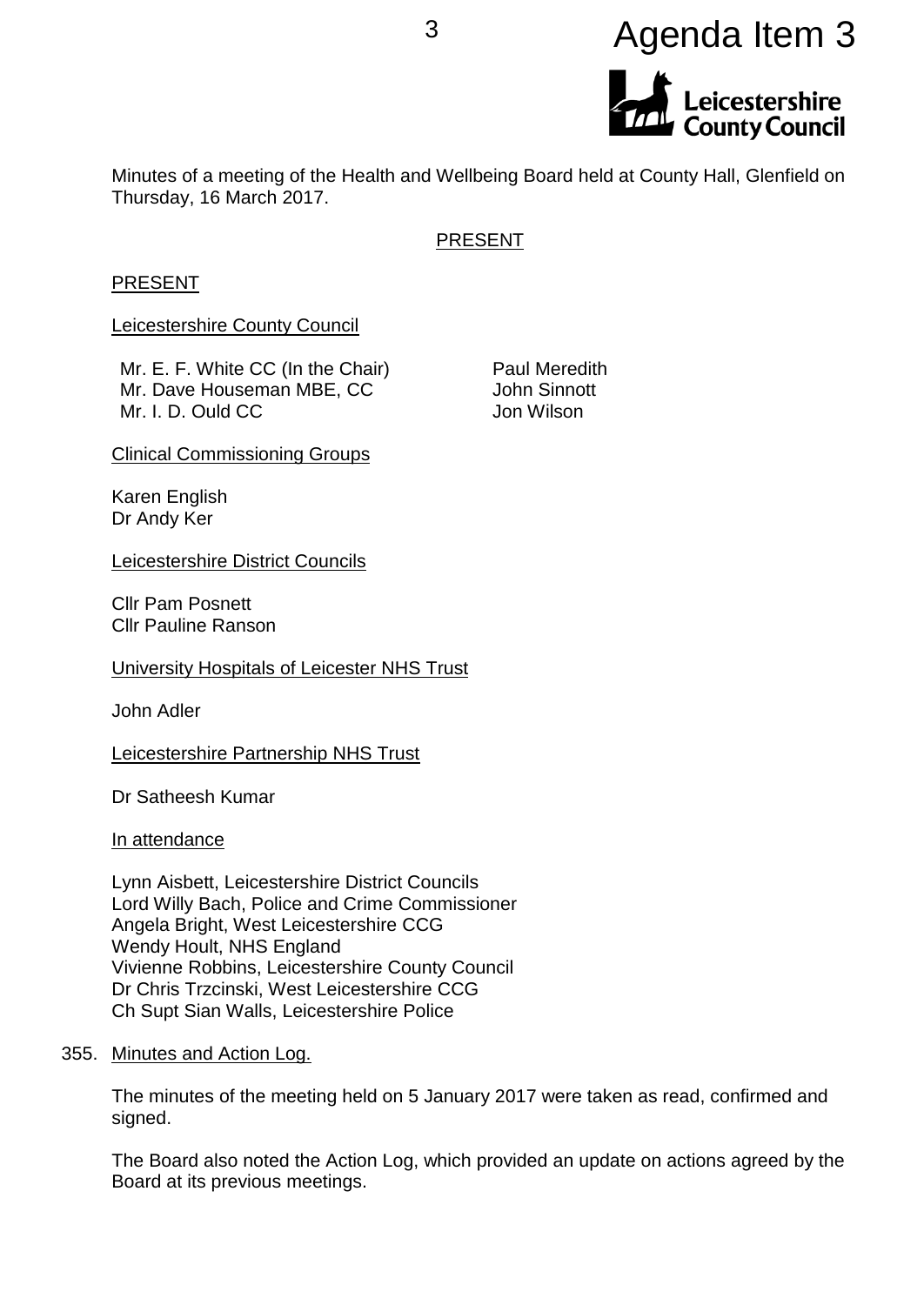Agenda Item 3

Minutes of a meeting of the Health and Wellbeing Board held at County Hall, Glenfield on Thursday, 16 March 2017.

PRESENT

PRESENT

Leicestershire County Council

Mr. E. F. White CC (In the Chair)
Mr. Dave Houseman MBE, CC
Mr. I. D. Ould CC
Paul Meredith
John Sinnott
Jon Wilson

Clinical Commissioning Groups

Karen English
Dr Andy Ker

Leicestershire District Councils

Cllr Pam Posnett
Cllr Pauline Ranson

University Hospitals of Leicester NHS Trust

John Adler

Leicestershire Partnership NHS Trust

Dr Satheesh Kumar

In attendance

Lynn Aisbett, Leicestershire District Councils
Lord Willy Bach, Police and Crime Commissioner
Angela Bright, West Leicestershire CCG
Wendy Hoult, NHS England
Vivienne Robbins, Leicestershire County Council
Dr Chris Trzcinski, West Leicestershire CCG
Ch Supt Sian Walls, Leicestershire Police

355. Minutes and Action Log.

The minutes of the meeting held on 5 January 2017 were taken as read, confirmed and signed.

The Board also noted the Action Log, which provided an update on actions agreed by the Board at its previous meetings.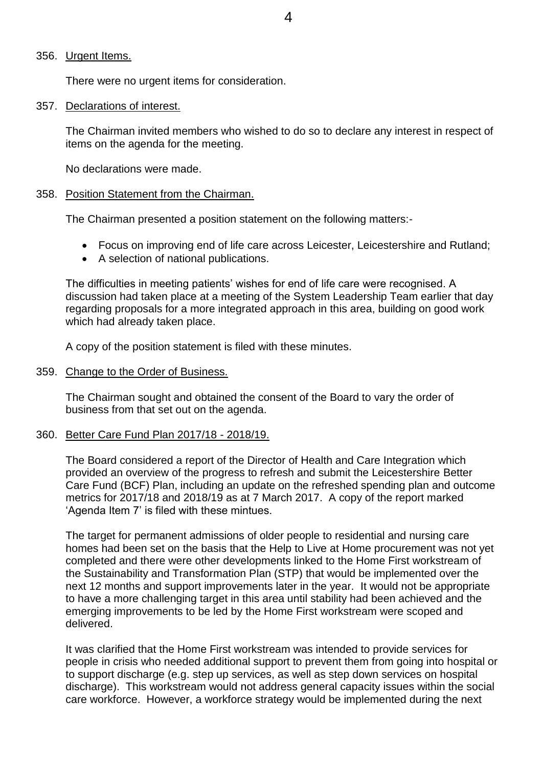356. Urgent Items.

There were no urgent items for consideration.

357. Declarations of interest.

The Chairman invited members who wished to do so to declare any interest in respect of items on the agenda for the meeting.

No declarations were made.

358. Position Statement from the Chairman.

The Chairman presented a position statement on the following matters:-

- Focus on improving end of life care across Leicester, Leicestershire and Rutland;
- A selection of national publications.

The difficulties in meeting patients' wishes for end of life care were recognised. A discussion had taken place at a meeting of the System Leadership Team earlier that day regarding proposals for a more integrated approach in this area, building on good work which had already taken place.

A copy of the position statement is filed with these minutes.

359. Change to the Order of Business.

The Chairman sought and obtained the consent of the Board to vary the order of business from that set out on the agenda.

360. Better Care Fund Plan 2017/18 - 2018/19.

The Board considered a report of the Director of Health and Care Integration which provided an overview of the progress to refresh and submit the Leicestershire Better Care Fund (BCF) Plan, including an update on the refreshed spending plan and outcome metrics for 2017/18 and 2018/19 as at 7 March 2017. A copy of the report marked 'Agenda Item 7' is filed with these mintues.

The target for permanent admissions of older people to residential and nursing care homes had been set on the basis that the Help to Live at Home procurement was not yet completed and there were other developments linked to the Home First workstream of the Sustainability and Transformation Plan (STP) that would be implemented over the next 12 months and support improvements later in the year. It would not be appropriate to have a more challenging target in this area until stability had been achieved and the emerging improvements to be led by the Home First workstream were scoped and delivered.

It was clarified that the Home First workstream was intended to provide services for people in crisis who needed additional support to prevent them from going into hospital or to support discharge (e.g. step up services, as well as step down services on hospital discharge). This workstream would not address general capacity issues within the social care workforce. However, a workforce strategy would be implemented during the next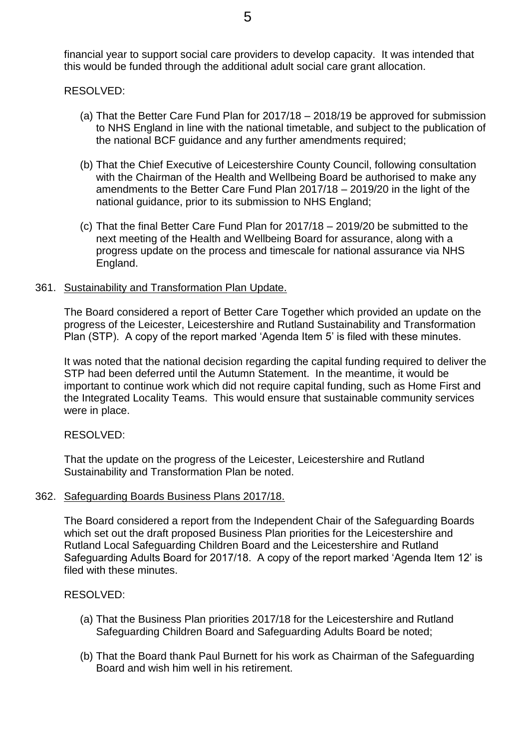financial year to support social care providers to develop capacity. It was intended that this would be funded through the additional adult social care grant allocation.

RESOLVED:

(a) That the Better Care Fund Plan for 2017/18 – 2018/19 be approved for submission to NHS England in line with the national timetable, and subject to the publication of the national BCF guidance and any further amendments required;

(b) That the Chief Executive of Leicestershire County Council, following consultation with the Chairman of the Health and Wellbeing Board be authorised to make any amendments to the Better Care Fund Plan 2017/18 – 2019/20 in the light of the national guidance, prior to its submission to NHS England;

(c) That the final Better Care Fund Plan for 2017/18 – 2019/20 be submitted to the next meeting of the Health and Wellbeing Board for assurance, along with a progress update on the process and timescale for national assurance via NHS England.

361. Sustainability and Transformation Plan Update.

The Board considered a report of Better Care Together which provided an update on the progress of the Leicester, Leicestershire and Rutland Sustainability and Transformation Plan (STP). A copy of the report marked 'Agenda Item 5' is filed with these minutes.

It was noted that the national decision regarding the capital funding required to deliver the STP had been deferred until the Autumn Statement. In the meantime, it would be important to continue work which did not require capital funding, such as Home First and the Integrated Locality Teams. This would ensure that sustainable community services were in place.

RESOLVED:

That the update on the progress of the Leicester, Leicestershire and Rutland Sustainability and Transformation Plan be noted.

362. Safeguarding Boards Business Plans 2017/18.

The Board considered a report from the Independent Chair of the Safeguarding Boards which set out the draft proposed Business Plan priorities for the Leicestershire and Rutland Local Safeguarding Children Board and the Leicestershire and Rutland Safeguarding Adults Board for 2017/18. A copy of the report marked 'Agenda Item 12' is filed with these minutes.

RESOLVED:

(a) That the Business Plan priorities 2017/18 for the Leicestershire and Rutland Safeguarding Children Board and Safeguarding Adults Board be noted;

(b) That the Board thank Paul Burnett for his work as Chairman of the Safeguarding Board and wish him well in his retirement.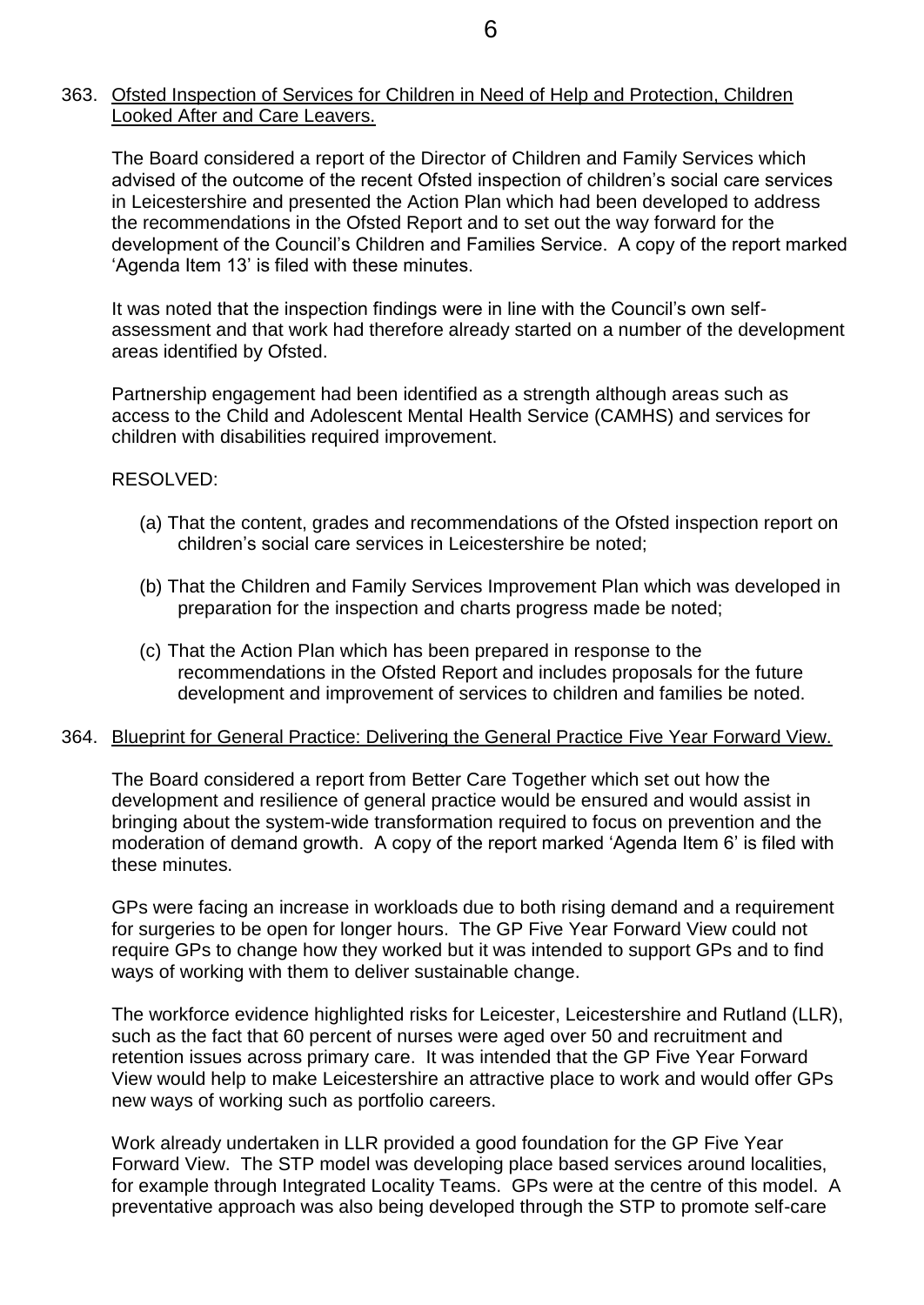363. Ofsted Inspection of Services for Children in Need of Help and Protection, Children Looked After and Care Leavers.

The Board considered a report of the Director of Children and Family Services which advised of the outcome of the recent Ofsted inspection of children's social care services in Leicestershire and presented the Action Plan which had been developed to address the recommendations in the Ofsted Report and to set out the way forward for the development of the Council's Children and Families Service. A copy of the report marked 'Agenda Item 13' is filed with these minutes.

It was noted that the inspection findings were in line with the Council's own self-assessment and that work had therefore already started on a number of the development areas identified by Ofsted.

Partnership engagement had been identified as a strength although areas such as access to the Child and Adolescent Mental Health Service (CAMHS) and services for children with disabilities required improvement.

RESOLVED:

(a) That the content, grades and recommendations of the Ofsted inspection report on children's social care services in Leicestershire be noted;

(b) That the Children and Family Services Improvement Plan which was developed in preparation for the inspection and charts progress made be noted;

(c) That the Action Plan which has been prepared in response to the recommendations in the Ofsted Report and includes proposals for the future development and improvement of services to children and families be noted.

364. Blueprint for General Practice: Delivering the General Practice Five Year Forward View.

The Board considered a report from Better Care Together which set out how the development and resilience of general practice would be ensured and would assist in bringing about the system-wide transformation required to focus on prevention and the moderation of demand growth. A copy of the report marked 'Agenda Item 6' is filed with these minutes.

GPs were facing an increase in workloads due to both rising demand and a requirement for surgeries to be open for longer hours. The GP Five Year Forward View could not require GPs to change how they worked but it was intended to support GPs and to find ways of working with them to deliver sustainable change.

The workforce evidence highlighted risks for Leicester, Leicestershire and Rutland (LLR), such as the fact that 60 percent of nurses were aged over 50 and recruitment and retention issues across primary care. It was intended that the GP Five Year Forward View would help to make Leicestershire an attractive place to work and would offer GPs new ways of working such as portfolio careers.

Work already undertaken in LLR provided a good foundation for the GP Five Year Forward View. The STP model was developing place based services around localities, for example through Integrated Locality Teams. GPs were at the centre of this model. A preventative approach was also being developed through the STP to promote self-care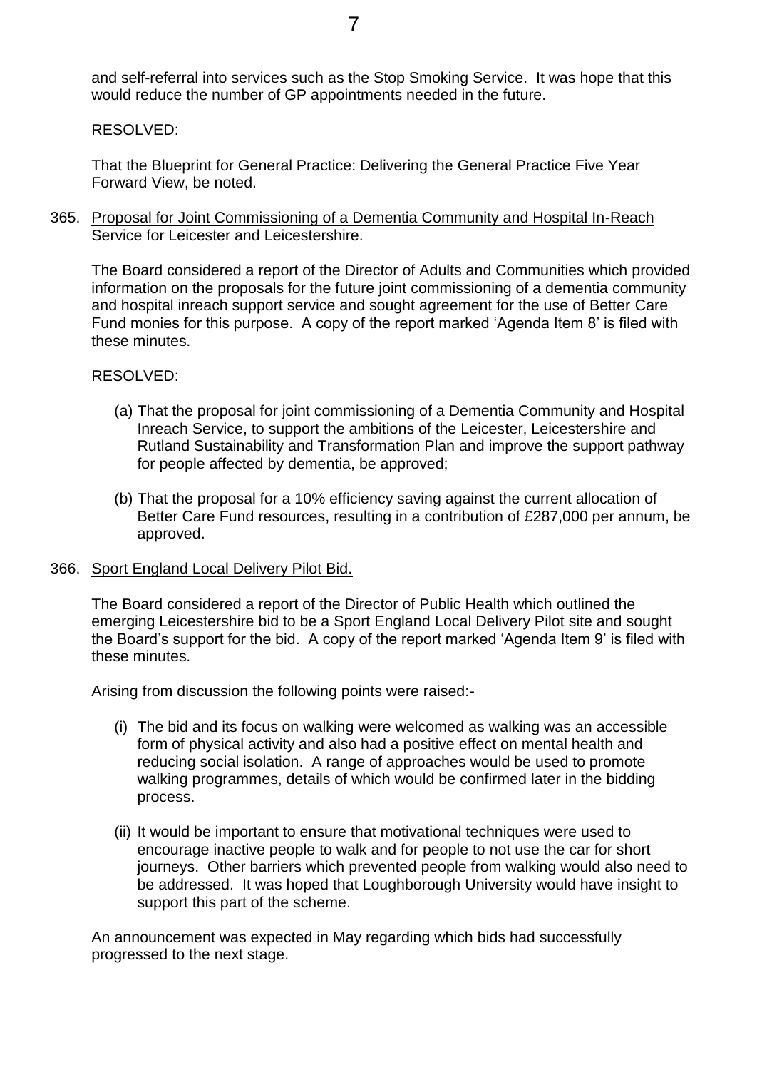and self-referral into services such as the Stop Smoking Service. It was hope that this would reduce the number of GP appointments needed in the future.

RESOLVED:

That the Blueprint for General Practice: Delivering the General Practice Five Year Forward View, be noted.

365. Proposal for Joint Commissioning of a Dementia Community and Hospital In-Reach Service for Leicester and Leicestershire.

The Board considered a report of the Director of Adults and Communities which provided information on the proposals for the future joint commissioning of a dementia community and hospital inreach support service and sought agreement for the use of Better Care Fund monies for this purpose. A copy of the report marked 'Agenda Item 8' is filed with these minutes.

RESOLVED:

(a) That the proposal for joint commissioning of a Dementia Community and Hospital Inreach Service, to support the ambitions of the Leicester, Leicestershire and Rutland Sustainability and Transformation Plan and improve the support pathway for people affected by dementia, be approved;

(b) That the proposal for a 10% efficiency saving against the current allocation of Better Care Fund resources, resulting in a contribution of £287,000 per annum, be approved.

366. Sport England Local Delivery Pilot Bid.

The Board considered a report of the Director of Public Health which outlined the emerging Leicestershire bid to be a Sport England Local Delivery Pilot site and sought the Board's support for the bid. A copy of the report marked 'Agenda Item 9' is filed with these minutes.

Arising from discussion the following points were raised:-

(i) The bid and its focus on walking were welcomed as walking was an accessible form of physical activity and also had a positive effect on mental health and reducing social isolation. A range of approaches would be used to promote walking programmes, details of which would be confirmed later in the bidding process.

(ii) It would be important to ensure that motivational techniques were used to encourage inactive people to walk and for people to not use the car for short journeys. Other barriers which prevented people from walking would also need to be addressed. It was hoped that Loughborough University would have insight to support this part of the scheme.

An announcement was expected in May regarding which bids had successfully progressed to the next stage.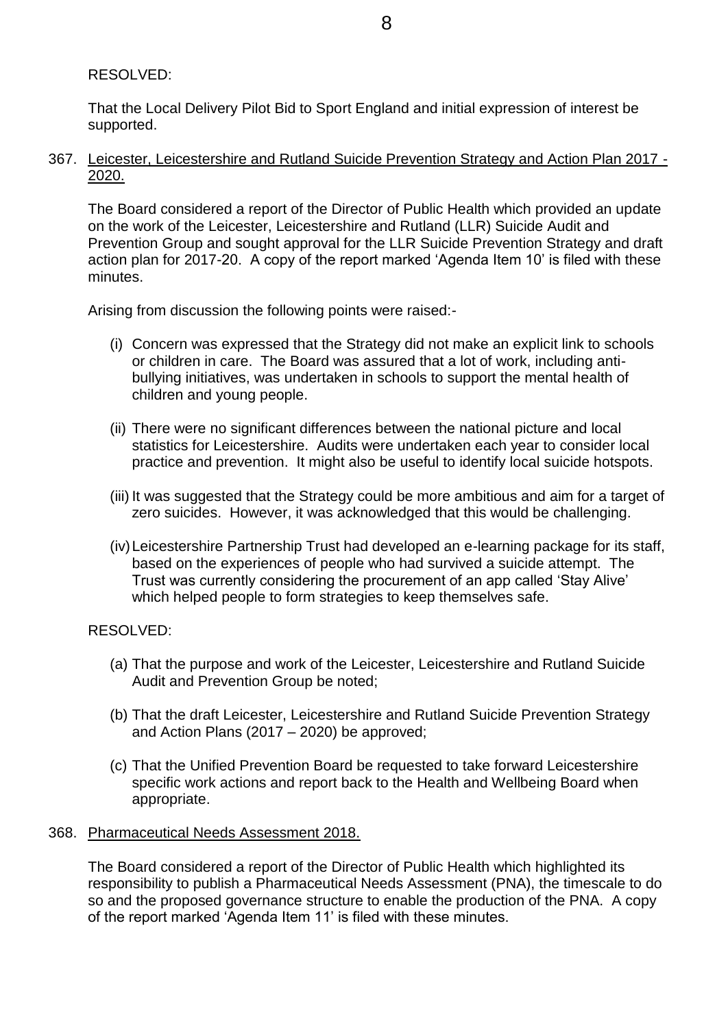RESOLVED:

That the Local Delivery Pilot Bid to Sport England and initial expression of interest be supported.

367. Leicester, Leicestershire and Rutland Suicide Prevention Strategy and Action Plan 2017 - 2020.

The Board considered a report of the Director of Public Health which provided an update on the work of the Leicester, Leicestershire and Rutland (LLR) Suicide Audit and Prevention Group and sought approval for the LLR Suicide Prevention Strategy and draft action plan for 2017-20. A copy of the report marked 'Agenda Item 10' is filed with these minutes.

Arising from discussion the following points were raised:-

(i) Concern was expressed that the Strategy did not make an explicit link to schools or children in care. The Board was assured that a lot of work, including anti-bullying initiatives, was undertaken in schools to support the mental health of children and young people.

(ii) There were no significant differences between the national picture and local statistics for Leicestershire. Audits were undertaken each year to consider local practice and prevention. It might also be useful to identify local suicide hotspots.

(iii) It was suggested that the Strategy could be more ambitious and aim for a target of zero suicides. However, it was acknowledged that this would be challenging.

(iv) Leicestershire Partnership Trust had developed an e-learning package for its staff, based on the experiences of people who had survived a suicide attempt. The Trust was currently considering the procurement of an app called 'Stay Alive' which helped people to form strategies to keep themselves safe.

RESOLVED:

(a) That the purpose and work of the Leicester, Leicestershire and Rutland Suicide Audit and Prevention Group be noted;

(b) That the draft Leicester, Leicestershire and Rutland Suicide Prevention Strategy and Action Plans (2017 – 2020) be approved;

(c) That the Unified Prevention Board be requested to take forward Leicestershire specific work actions and report back to the Health and Wellbeing Board when appropriate.

368. Pharmaceutical Needs Assessment 2018.

The Board considered a report of the Director of Public Health which highlighted its responsibility to publish a Pharmaceutical Needs Assessment (PNA), the timescale to do so and the proposed governance structure to enable the production of the PNA. A copy of the report marked 'Agenda Item 11' is filed with these minutes.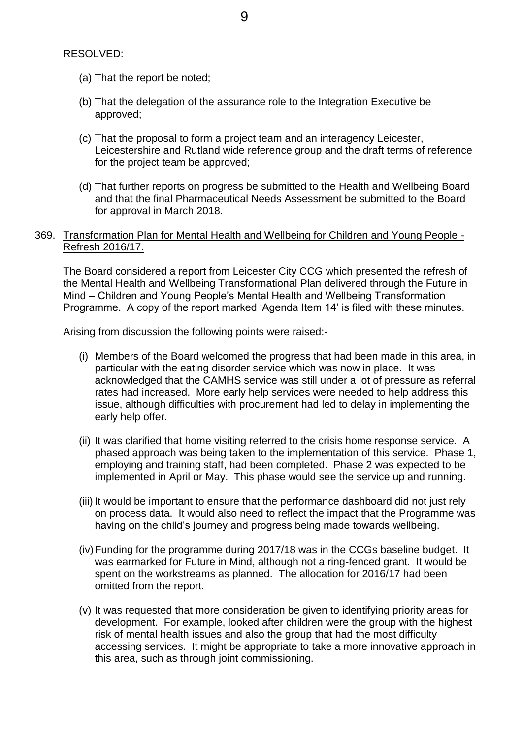RESOLVED:

(a) That the report be noted;

(b) That the delegation of the assurance role to the Integration Executive be approved;

(c) That the proposal to form a project team and an interagency Leicester, Leicestershire and Rutland wide reference group and the draft terms of reference for the project team be approved;

(d) That further reports on progress be submitted to the Health and Wellbeing Board and that the final Pharmaceutical Needs Assessment be submitted to the Board for approval in March 2018.

369. Transformation Plan for Mental Health and Wellbeing for Children and Young People - Refresh 2016/17.

The Board considered a report from Leicester City CCG which presented the refresh of the Mental Health and Wellbeing Transformational Plan delivered through the Future in Mind – Children and Young People's Mental Health and Wellbeing Transformation Programme. A copy of the report marked 'Agenda Item 14' is filed with these minutes.

Arising from discussion the following points were raised:-

(i) Members of the Board welcomed the progress that had been made in this area, in particular with the eating disorder service which was now in place. It was acknowledged that the CAMHS service was still under a lot of pressure as referral rates had increased. More early help services were needed to help address this issue, although difficulties with procurement had led to delay in implementing the early help offer.

(ii) It was clarified that home visiting referred to the crisis home response service. A phased approach was being taken to the implementation of this service. Phase 1, employing and training staff, had been completed. Phase 2 was expected to be implemented in April or May. This phase would see the service up and running.

(iii) It would be important to ensure that the performance dashboard did not just rely on process data. It would also need to reflect the impact that the Programme was having on the child's journey and progress being made towards wellbeing.

(iv) Funding for the programme during 2017/18 was in the CCGs baseline budget. It was earmarked for Future in Mind, although not a ring-fenced grant. It would be spent on the workstreams as planned. The allocation for 2016/17 had been omitted from the report.

(v) It was requested that more consideration be given to identifying priority areas for development. For example, looked after children were the group with the highest risk of mental health issues and also the group that had the most difficulty accessing services. It might be appropriate to take a more innovative approach in this area, such as through joint commissioning.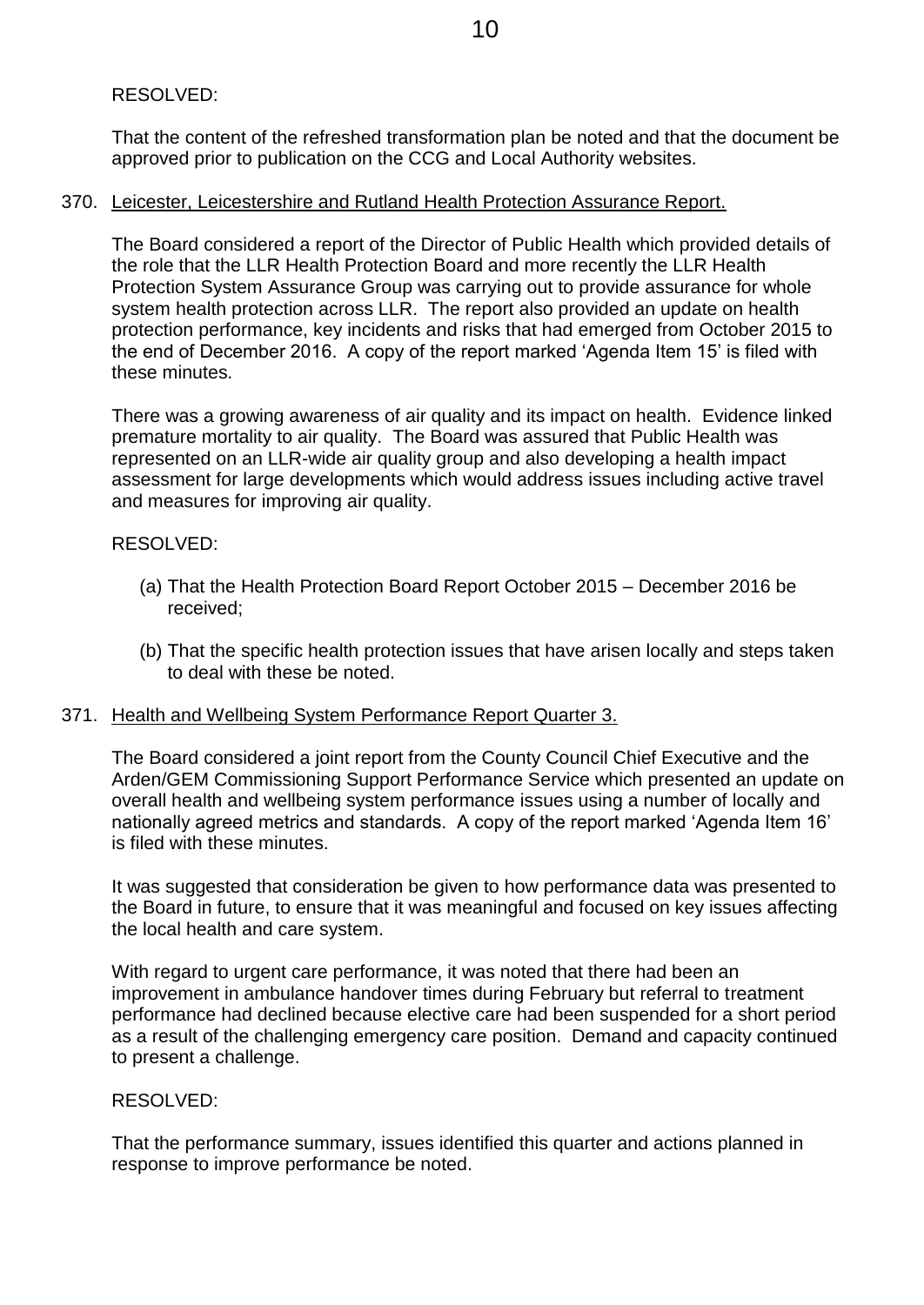RESOLVED:

That the content of the refreshed transformation plan be noted and that the document be approved prior to publication on the CCG and Local Authority websites.

370. Leicester, Leicestershire and Rutland Health Protection Assurance Report.

The Board considered a report of the Director of Public Health which provided details of the role that the LLR Health Protection Board and more recently the LLR Health Protection System Assurance Group was carrying out to provide assurance for whole system health protection across LLR. The report also provided an update on health protection performance, key incidents and risks that had emerged from October 2015 to the end of December 2016. A copy of the report marked 'Agenda Item 15' is filed with these minutes.

There was a growing awareness of air quality and its impact on health. Evidence linked premature mortality to air quality. The Board was assured that Public Health was represented on an LLR-wide air quality group and also developing a health impact assessment for large developments which would address issues including active travel and measures for improving air quality.

RESOLVED:

(a) That the Health Protection Board Report October 2015 – December 2016 be received;

(b) That the specific health protection issues that have arisen locally and steps taken to deal with these be noted.

371. Health and Wellbeing System Performance Report Quarter 3.

The Board considered a joint report from the County Council Chief Executive and the Arden/GEM Commissioning Support Performance Service which presented an update on overall health and wellbeing system performance issues using a number of locally and nationally agreed metrics and standards. A copy of the report marked 'Agenda Item 16' is filed with these minutes.

It was suggested that consideration be given to how performance data was presented to the Board in future, to ensure that it was meaningful and focused on key issues affecting the local health and care system.

With regard to urgent care performance, it was noted that there had been an improvement in ambulance handover times during February but referral to treatment performance had declined because elective care had been suspended for a short period as a result of the challenging emergency care position. Demand and capacity continued to present a challenge.

RESOLVED:

That the performance summary, issues identified this quarter and actions planned in response to improve performance be noted.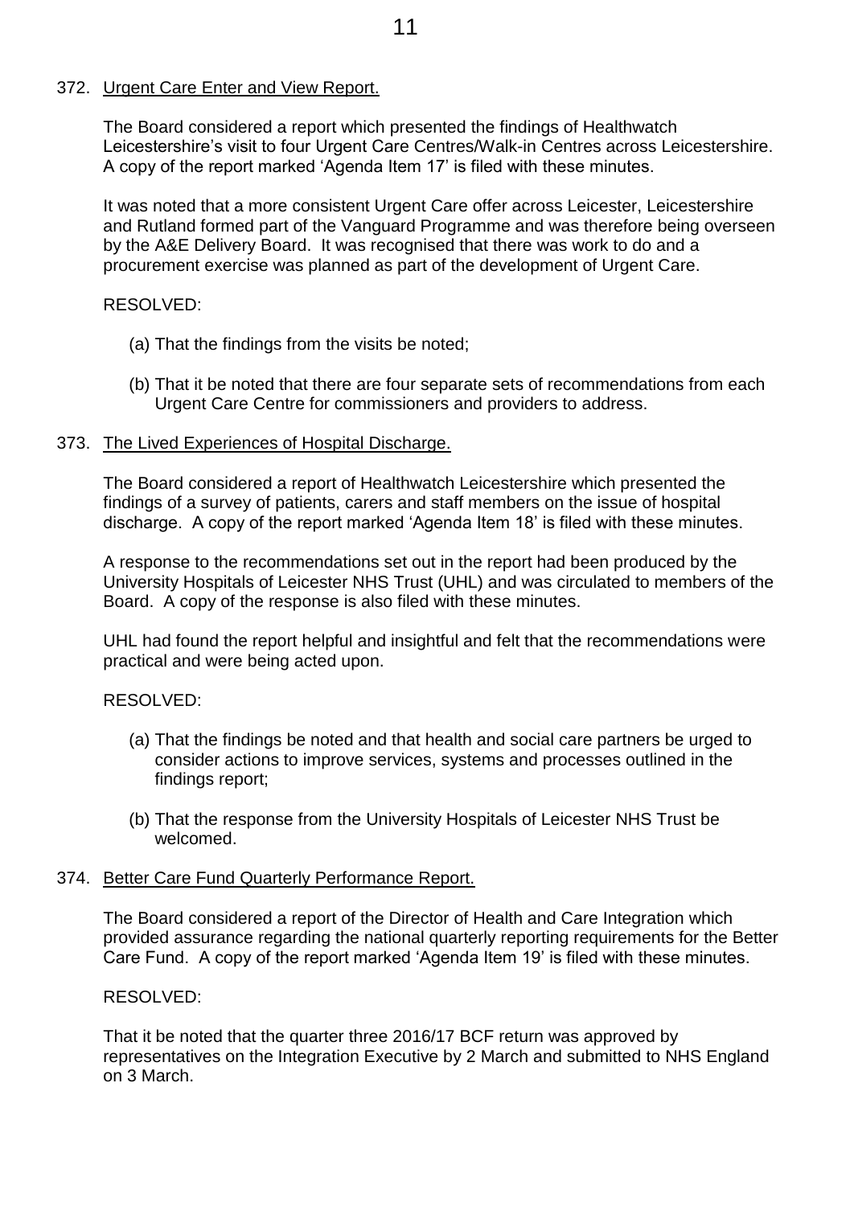372. Urgent Care Enter and View Report.

The Board considered a report which presented the findings of Healthwatch Leicestershire's visit to four Urgent Care Centres/Walk-in Centres across Leicestershire. A copy of the report marked 'Agenda Item 17' is filed with these minutes.

It was noted that a more consistent Urgent Care offer across Leicester, Leicestershire and Rutland formed part of the Vanguard Programme and was therefore being overseen by the A&E Delivery Board. It was recognised that there was work to do and a procurement exercise was planned as part of the development of Urgent Care.

RESOLVED:

(a) That the findings from the visits be noted;

(b) That it be noted that there are four separate sets of recommendations from each Urgent Care Centre for commissioners and providers to address.

373. The Lived Experiences of Hospital Discharge.

The Board considered a report of Healthwatch Leicestershire which presented the findings of a survey of patients, carers and staff members on the issue of hospital discharge. A copy of the report marked 'Agenda Item 18' is filed with these minutes.

A response to the recommendations set out in the report had been produced by the University Hospitals of Leicester NHS Trust (UHL) and was circulated to members of the Board. A copy of the response is also filed with these minutes.

UHL had found the report helpful and insightful and felt that the recommendations were practical and were being acted upon.

RESOLVED:

(a) That the findings be noted and that health and social care partners be urged to consider actions to improve services, systems and processes outlined in the findings report;

(b) That the response from the University Hospitals of Leicester NHS Trust be welcomed.

374. Better Care Fund Quarterly Performance Report.

The Board considered a report of the Director of Health and Care Integration which provided assurance regarding the national quarterly reporting requirements for the Better Care Fund. A copy of the report marked 'Agenda Item 19' is filed with these minutes.

RESOLVED:

That it be noted that the quarter three 2016/17 BCF return was approved by representatives on the Integration Executive by 2 March and submitted to NHS England on 3 March.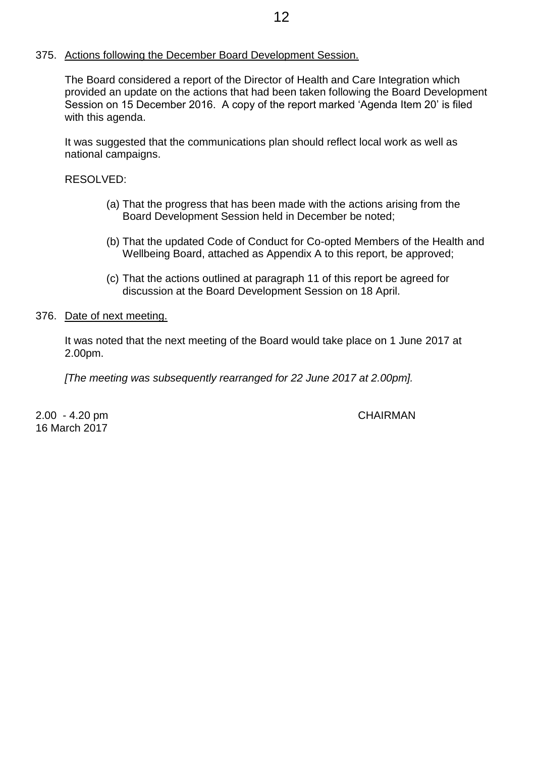375. Actions following the December Board Development Session.

The Board considered a report of the Director of Health and Care Integration which provided an update on the actions that had been taken following the Board Development Session on 15 December 2016. A copy of the report marked 'Agenda Item 20' is filed with this agenda.

It was suggested that the communications plan should reflect local work as well as national campaigns.

RESOLVED:

(a) That the progress that has been made with the actions arising from the Board Development Session held in December be noted;

(b) That the updated Code of Conduct for Co-opted Members of the Health and Wellbeing Board, attached as Appendix A to this report, be approved;

(c) That the actions outlined at paragraph 11 of this report be agreed for discussion at the Board Development Session on 18 April.

376. Date of next meeting.

It was noted that the next meeting of the Board would take place on 1 June 2017 at 2.00pm.

*[The meeting was subsequently rearranged for 22 June 2017 at 2.00pm].*

2.00 - 4.20 pm
16 March 2017

CHAIRMAN